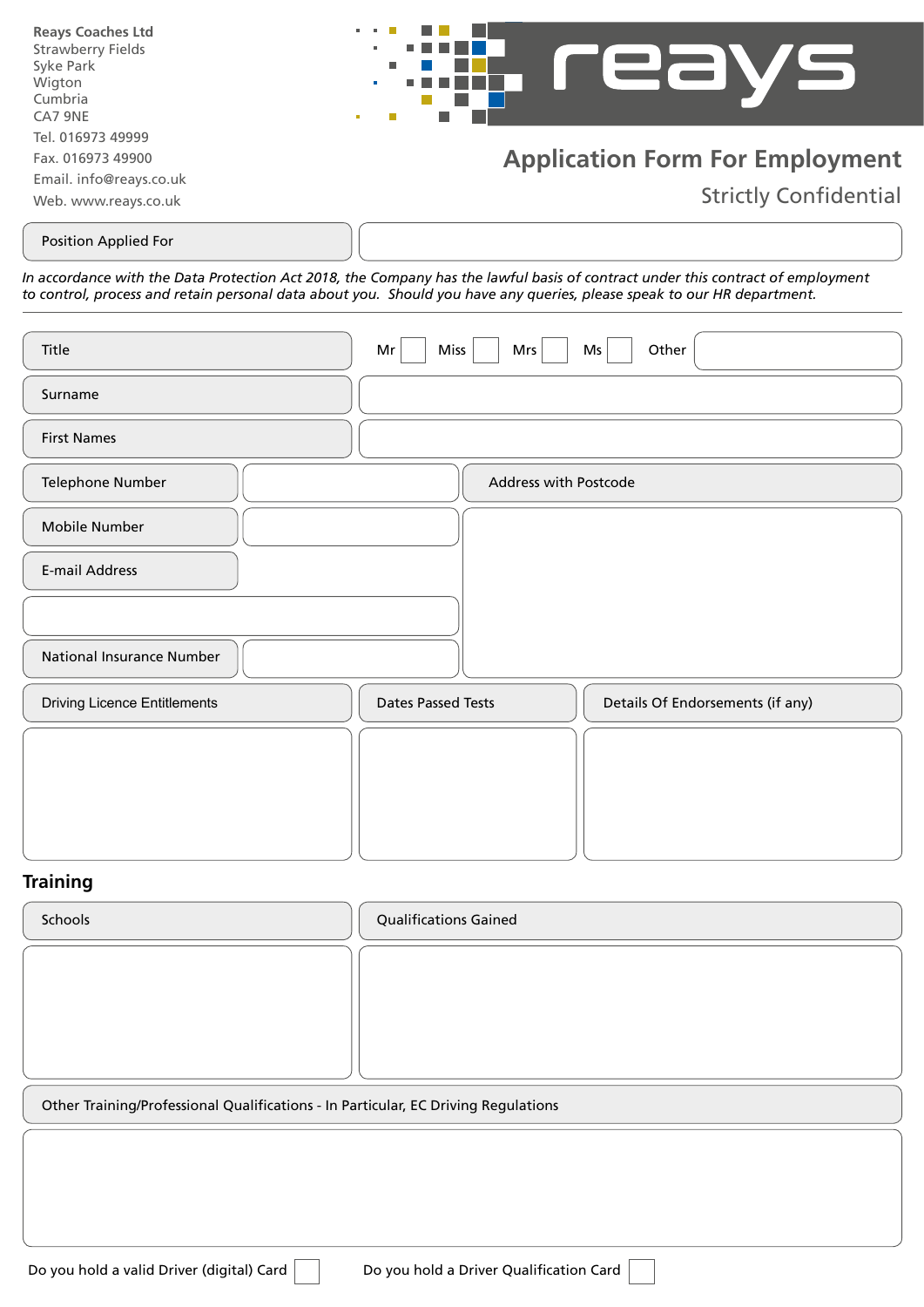**Reays Coaches Ltd**
Strawberry Fields
Syke Park
Wigton
Cumbria
CA7 9NE
Tel. 016973 49999
Fax. 016973 49900
Email. info@reays.co.uk
Web. www.reays.co.uk

reays

# Application Form For Employment

Strictly Confidential

| Position Applied For | |
|---|---|

*In accordance with the Data Protection Act 2018, the Company has the lawful basis of contract under this contract of employment to control, process and retain personal data about you. Should you have any queries, please speak to our HR department.*

| Title | Mr ☐ Miss ☐ Mrs ☐ Ms ☐ Other |
|---|---|
| Surname | |
| First Names | |

| Telephone Number | | Address with Postcode |
|---|---|---|
| Mobile Number | | |
| E-mail Address | | |
| | | |
| National Insurance Number | | |

| Driving Licence Entitlements | Dates Passed Tests | Details Of Endorsements (if any) |
|---|---|---|
| | | |

## Training

| Schools | Qualifications Gained |
|---|---|
| | |

| Other Training/Professional Qualifications - In Particular, EC Driving Regulations |
|---|
| |

Do you hold a valid Driver (digital) Card ☐ Do you hold a Driver Qualification Card ☐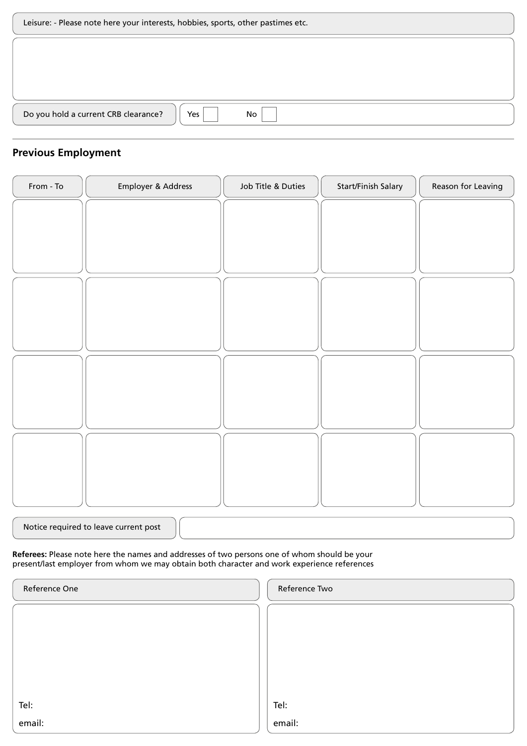Leisure: - Please note here your interests, hobbies, sports, other pastimes etc.

Do you hold a current CRB clearance? Yes ☐ No ☐

---

## Previous Employment

| From - To | Employer & Address | Job Title & Duties | Start/Finish Salary | Reason for Leaving |
|---|---|---|---|---|
| | | | | |
| | | | | |
| | | | | |
| | | | | |

Notice required to leave current post

**Referees:** Please note here the names and addresses of two persons one of whom should be your present/last employer from whom we may obtain both character and work experience references

| Reference One | Reference Two |
|---|---|
| Tel: | Tel: |
| email: | email: |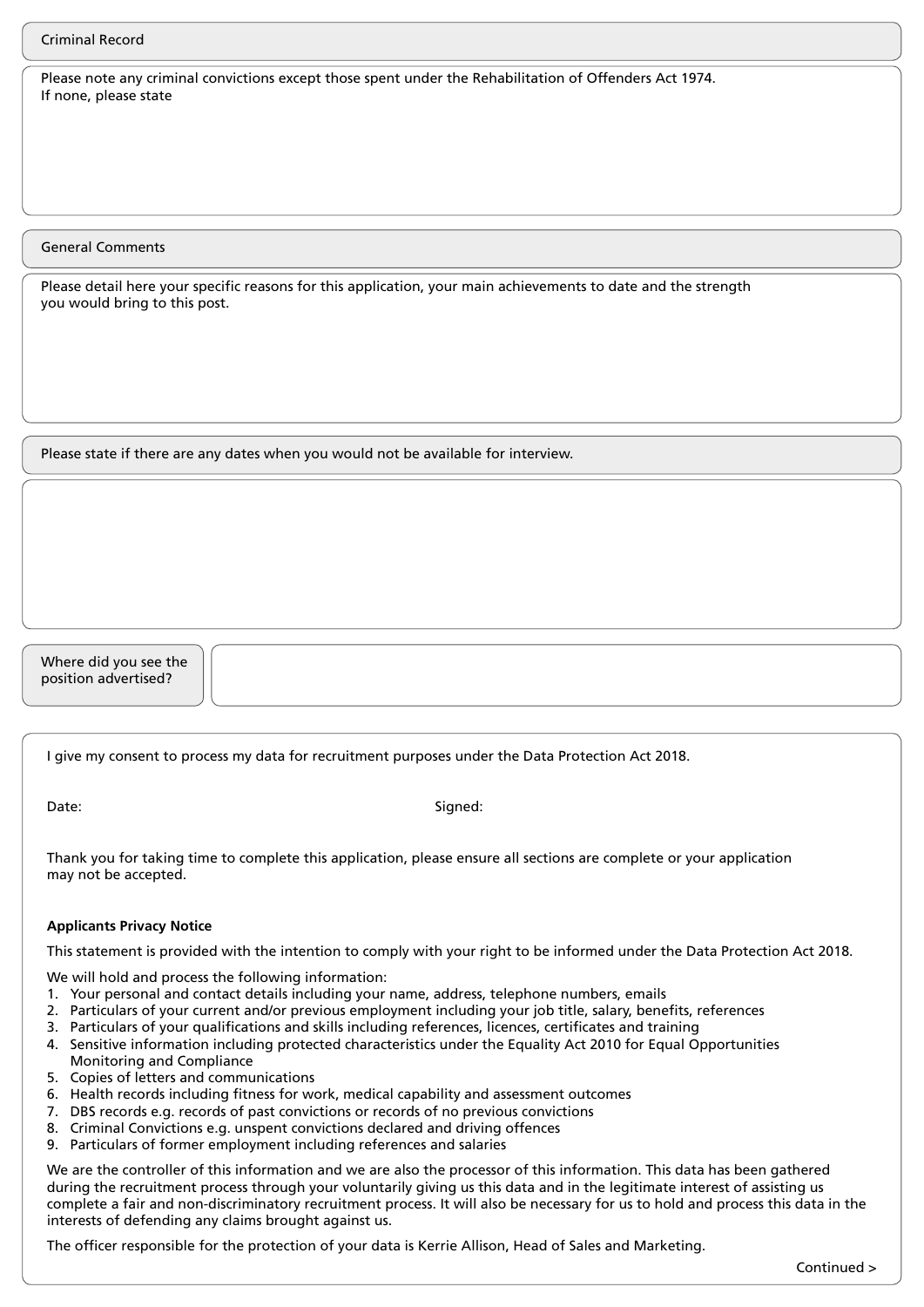## Criminal Record

Please note any criminal convictions except those spent under the Rehabilitation of Offenders Act 1974.
If none, please state

## General Comments

Please detail here your specific reasons for this application, your main achievements to date and the strength you would bring to this post.

Please state if there are any dates when you would not be available for interview.

| Where did you see the position advertised? | |
|---|---|

I give my consent to process my data for recruitment purposes under the Data Protection Act 2018.

Date: Signed:

Thank you for taking time to complete this application, please ensure all sections are complete or your application may not be accepted.

**Applicants Privacy Notice**

This statement is provided with the intention to comply with your right to be informed under the Data Protection Act 2018.

We will hold and process the following information:

1. Your personal and contact details including your name, address, telephone numbers, emails
2. Particulars of your current and/or previous employment including your job title, salary, benefits, references
3. Particulars of your qualifications and skills including references, licences, certificates and training
4. Sensitive information including protected characteristics under the Equality Act 2010 for Equal Opportunities Monitoring and Compliance
5. Copies of letters and communications
6. Health records including fitness for work, medical capability and assessment outcomes
7. DBS records e.g. records of past convictions or records of no previous convictions
8. Criminal Convictions e.g. unspent convictions declared and driving offences
9. Particulars of former employment including references and salaries

We are the controller of this information and we are also the processor of this information. This data has been gathered during the recruitment process through your voluntarily giving us this data and in the legitimate interest of assisting us complete a fair and non-discriminatory recruitment process. It will also be necessary for us to hold and process this data in the interests of defending any claims brought against us.

The officer responsible for the protection of your data is Kerrie Allison, Head of Sales and Marketing.

Continued >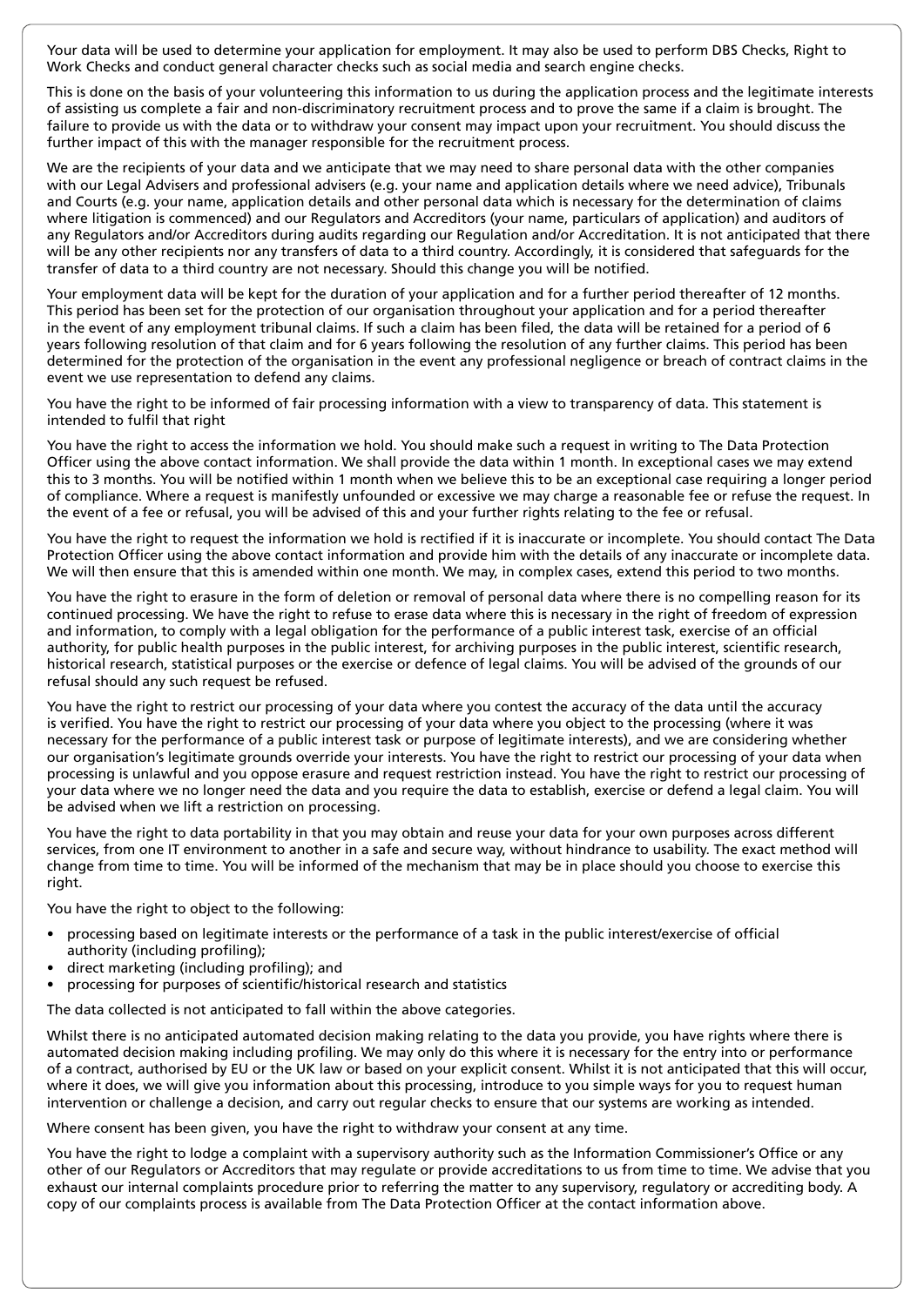Your data will be used to determine your application for employment. It may also be used to perform DBS Checks, Right to Work Checks and conduct general character checks such as social media and search engine checks.

This is done on the basis of your volunteering this information to us during the application process and the legitimate interests of assisting us complete a fair and non-discriminatory recruitment process and to prove the same if a claim is brought. The failure to provide us with the data or to withdraw your consent may impact upon your recruitment. You should discuss the further impact of this with the manager responsible for the recruitment process.

We are the recipients of your data and we anticipate that we may need to share personal data with the other companies with our Legal Advisers and professional advisers (e.g. your name and application details where we need advice), Tribunals and Courts (e.g. your name, application details and other personal data which is necessary for the determination of claims where litigation is commenced) and our Regulators and Accreditors (your name, particulars of application) and auditors of any Regulators and/or Accreditors during audits regarding our Regulation and/or Accreditation. It is not anticipated that there will be any other recipients nor any transfers of data to a third country. Accordingly, it is considered that safeguards for the transfer of data to a third country are not necessary. Should this change you will be notified.

Your employment data will be kept for the duration of your application and for a further period thereafter of 12 months. This period has been set for the protection of our organisation throughout your application and for a period thereafter in the event of any employment tribunal claims. If such a claim has been filed, the data will be retained for a period of 6 years following resolution of that claim and for 6 years following the resolution of any further claims. This period has been determined for the protection of the organisation in the event any professional negligence or breach of contract claims in the event we use representation to defend any claims.

You have the right to be informed of fair processing information with a view to transparency of data. This statement is intended to fulfil that right

You have the right to access the information we hold. You should make such a request in writing to The Data Protection Officer using the above contact information. We shall provide the data within 1 month. In exceptional cases we may extend this to 3 months. You will be notified within 1 month when we believe this to be an exceptional case requiring a longer period of compliance. Where a request is manifestly unfounded or excessive we may charge a reasonable fee or refuse the request. In the event of a fee or refusal, you will be advised of this and your further rights relating to the fee or refusal.

You have the right to request the information we hold is rectified if it is inaccurate or incomplete. You should contact The Data Protection Officer using the above contact information and provide him with the details of any inaccurate or incomplete data. We will then ensure that this is amended within one month. We may, in complex cases, extend this period to two months.

You have the right to erasure in the form of deletion or removal of personal data where there is no compelling reason for its continued processing. We have the right to refuse to erase data where this is necessary in the right of freedom of expression and information, to comply with a legal obligation for the performance of a public interest task, exercise of an official authority, for public health purposes in the public interest, for archiving purposes in the public interest, scientific research, historical research, statistical purposes or the exercise or defence of legal claims. You will be advised of the grounds of our refusal should any such request be refused.

You have the right to restrict our processing of your data where you contest the accuracy of the data until the accuracy is verified. You have the right to restrict our processing of your data where you object to the processing (where it was necessary for the performance of a public interest task or purpose of legitimate interests), and we are considering whether our organisation's legitimate grounds override your interests. You have the right to restrict our processing of your data when processing is unlawful and you oppose erasure and request restriction instead. You have the right to restrict our processing of your data where we no longer need the data and you require the data to establish, exercise or defend a legal claim. You will be advised when we lift a restriction on processing.

You have the right to data portability in that you may obtain and reuse your data for your own purposes across different services, from one IT environment to another in a safe and secure way, without hindrance to usability. The exact method will change from time to time. You will be informed of the mechanism that may be in place should you choose to exercise this right.

You have the right to object to the following:

- processing based on legitimate interests or the performance of a task in the public interest/exercise of official authority (including profiling);
- direct marketing (including profiling); and
- processing for purposes of scientific/historical research and statistics

The data collected is not anticipated to fall within the above categories.

Whilst there is no anticipated automated decision making relating to the data you provide, you have rights where there is automated decision making including profiling. We may only do this where it is necessary for the entry into or performance of a contract, authorised by EU or the UK law or based on your explicit consent. Whilst it is not anticipated that this will occur, where it does, we will give you information about this processing, introduce to you simple ways for you to request human intervention or challenge a decision, and carry out regular checks to ensure that our systems are working as intended.

Where consent has been given, you have the right to withdraw your consent at any time.

You have the right to lodge a complaint with a supervisory authority such as the Information Commissioner's Office or any other of our Regulators or Accreditors that may regulate or provide accreditations to us from time to time. We advise that you exhaust our internal complaints procedure prior to referring the matter to any supervisory, regulatory or accrediting body. A copy of our complaints process is available from The Data Protection Officer at the contact information above.